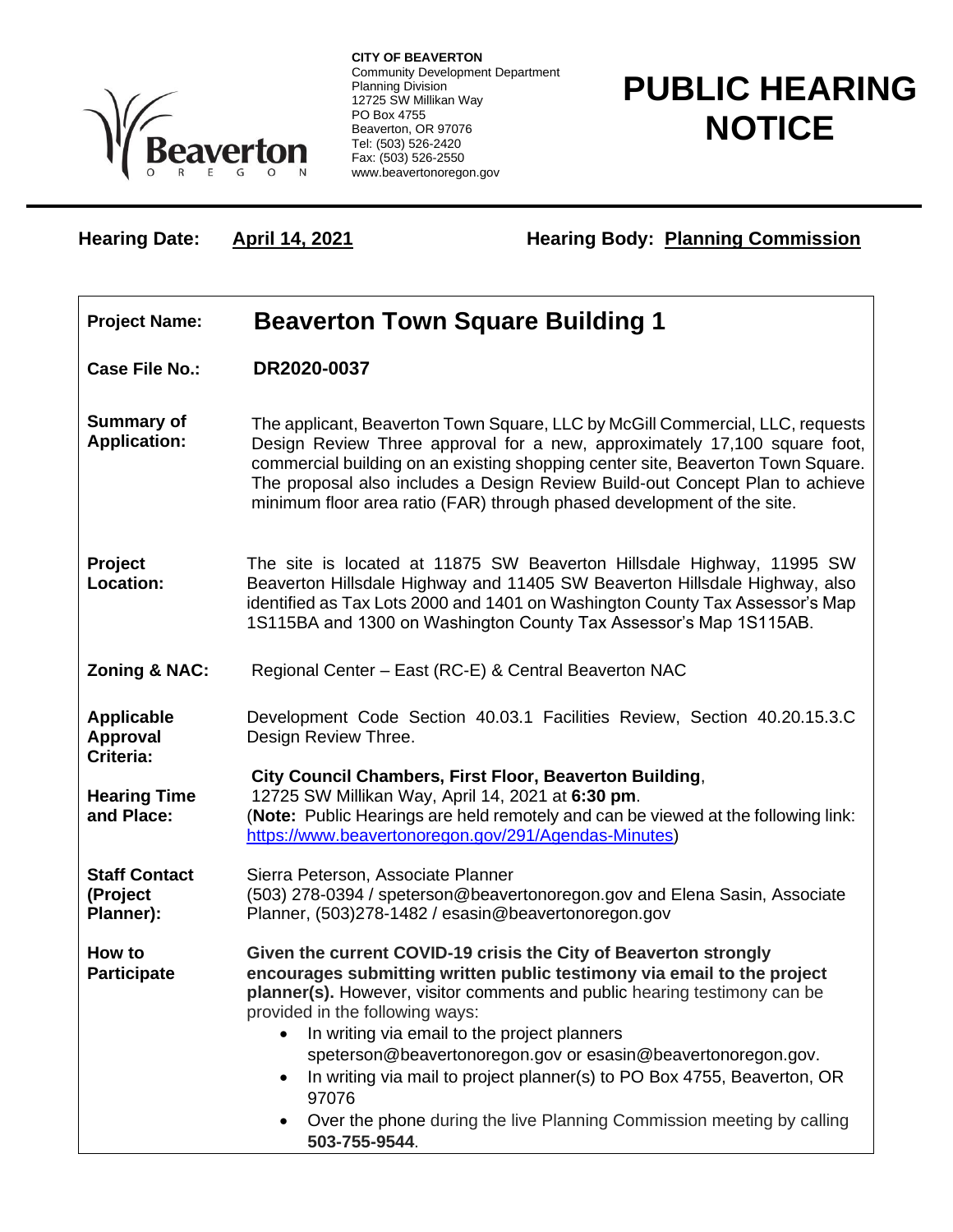**CITY OF BEAVERTON**
Community Development Department
Planning Division
12725 SW Millikan Way
PO Box 4755
Beaverton, OR 97076
Tel: (503) 526-2420
Fax: (503) 526-2550
www.beavertonoregon.gov

# PUBLIC HEARING NOTICE

**Hearing Date:** **April 14, 2021** **Hearing Body:** **Planning Commission**

| | |
|---|---|
| **Project Name:** | **Beaverton Town Square Building 1** |
| **Case File No.:** | **DR2020-0037** |
| **Summary of Application:** | The applicant, Beaverton Town Square, LLC by McGill Commercial, LLC, requests Design Review Three approval for a new, approximately 17,100 square foot, commercial building on an existing shopping center site, Beaverton Town Square. The proposal also includes a Design Review Build-out Concept Plan to achieve minimum floor area ratio (FAR) through phased development of the site. |
| **Project Location:** | The site is located at 11875 SW Beaverton Hillsdale Highway, 11995 SW Beaverton Hillsdale Highway and 11405 SW Beaverton Hillsdale Highway, also identified as Tax Lots 2000 and 1401 on Washington County Tax Assessor's Map 1S115BA and 1300 on Washington County Tax Assessor's Map 1S115AB. |
| **Zoning & NAC:** | Regional Center – East (RC-E) & Central Beaverton NAC |
| **Applicable Approval Criteria:** | Development Code Section 40.03.1 Facilities Review, Section 40.20.15.3.C Design Review Three. |
| **Hearing Time and Place:** | **City Council Chambers, First Floor, Beaverton Building**, 12725 SW Millikan Way, April 14, 2021 at **6:30 pm**. (**Note:** Public Hearings are held remotely and can be viewed at the following link: https://www.beavertonoregon.gov/291/Agendas-Minutes) |
| **Staff Contact (Project Planner):** | Sierra Peterson, Associate Planner (503) 278-0394 / speterson@beavertonoregon.gov and Elena Sasin, Associate Planner, (503)278-1482 / esasin@beavertonoregon.gov |
| **How to Participate** | **Given the current COVID-19 crisis the City of Beaverton strongly encourages submitting written public testimony via email to the project planner(s).** However, visitor comments and public hearing testimony can be provided in the following ways:<br>• In writing via email to the project planners speterson@beavertonoregon.gov or esasin@beavertonoregon.gov.<br>• In writing via mail to project planner(s) to PO Box 4755, Beaverton, OR 97076<br>• Over the phone during the live Planning Commission meeting by calling **503-755-9544**. |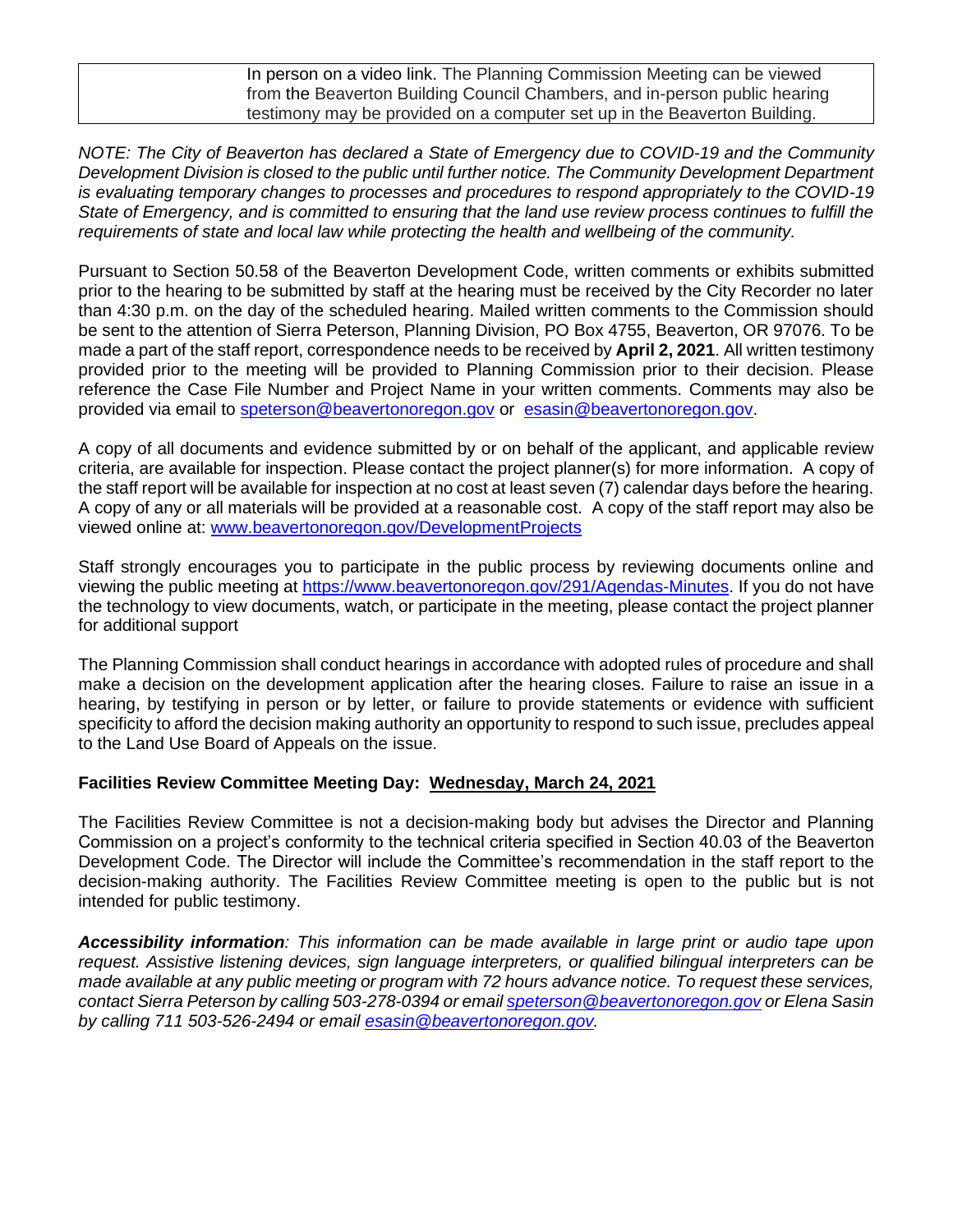| | In person on a video link. The Planning Commission Meeting can be viewed from the Beaverton Building Council Chambers, and in-person public hearing testimony may be provided on a computer set up in the Beaverton Building. |
|---|---|

*NOTE: The City of Beaverton has declared a State of Emergency due to COVID-19 and the Community Development Division is closed to the public until further notice. The Community Development Department is evaluating temporary changes to processes and procedures to respond appropriately to the COVID-19 State of Emergency, and is committed to ensuring that the land use review process continues to fulfill the requirements of state and local law while protecting the health and wellbeing of the community.*

Pursuant to Section 50.58 of the Beaverton Development Code, written comments or exhibits submitted prior to the hearing to be submitted by staff at the hearing must be received by the City Recorder no later than 4:30 p.m. on the day of the scheduled hearing. Mailed written comments to the Commission should be sent to the attention of Sierra Peterson, Planning Division, PO Box 4755, Beaverton, OR 97076. To be made a part of the staff report, correspondence needs to be received by **April 2, 2021**. All written testimony provided prior to the meeting will be provided to Planning Commission prior to their decision. Please reference the Case File Number and Project Name in your written comments. Comments may also be provided via email to speterson@beavertonoregon.gov or esasin@beavertonoregon.gov.

A copy of all documents and evidence submitted by or on behalf of the applicant, and applicable review criteria, are available for inspection. Please contact the project planner(s) for more information. A copy of the staff report will be available for inspection at no cost at least seven (7) calendar days before the hearing. A copy of any or all materials will be provided at a reasonable cost. A copy of the staff report may also be viewed online at: www.beavertonoregon.gov/DevelopmentProjects

Staff strongly encourages you to participate in the public process by reviewing documents online and viewing the public meeting at https://www.beavertonoregon.gov/291/Agendas-Minutes. If you do not have the technology to view documents, watch, or participate in the meeting, please contact the project planner for additional support

The Planning Commission shall conduct hearings in accordance with adopted rules of procedure and shall make a decision on the development application after the hearing closes. Failure to raise an issue in a hearing, by testifying in person or by letter, or failure to provide statements or evidence with sufficient specificity to afford the decision making authority an opportunity to respond to such issue, precludes appeal to the Land Use Board of Appeals on the issue.

**Facilities Review Committee Meeting Day: Wednesday, March 24, 2021**

The Facilities Review Committee is not a decision-making body but advises the Director and Planning Commission on a project's conformity to the technical criteria specified in Section 40.03 of the Beaverton Development Code. The Director will include the Committee's recommendation in the staff report to the decision-making authority. The Facilities Review Committee meeting is open to the public but is not intended for public testimony.

***Accessibility information****: This information can be made available in large print or audio tape upon request. Assistive listening devices, sign language interpreters, or qualified bilingual interpreters can be made available at any public meeting or program with 72 hours advance notice. To request these services, contact Sierra Peterson by calling 503-278-0394 or email speterson@beavertonoregon.gov or Elena Sasin by calling 711 503-526-2494 or email esasin@beavertonoregon.gov.*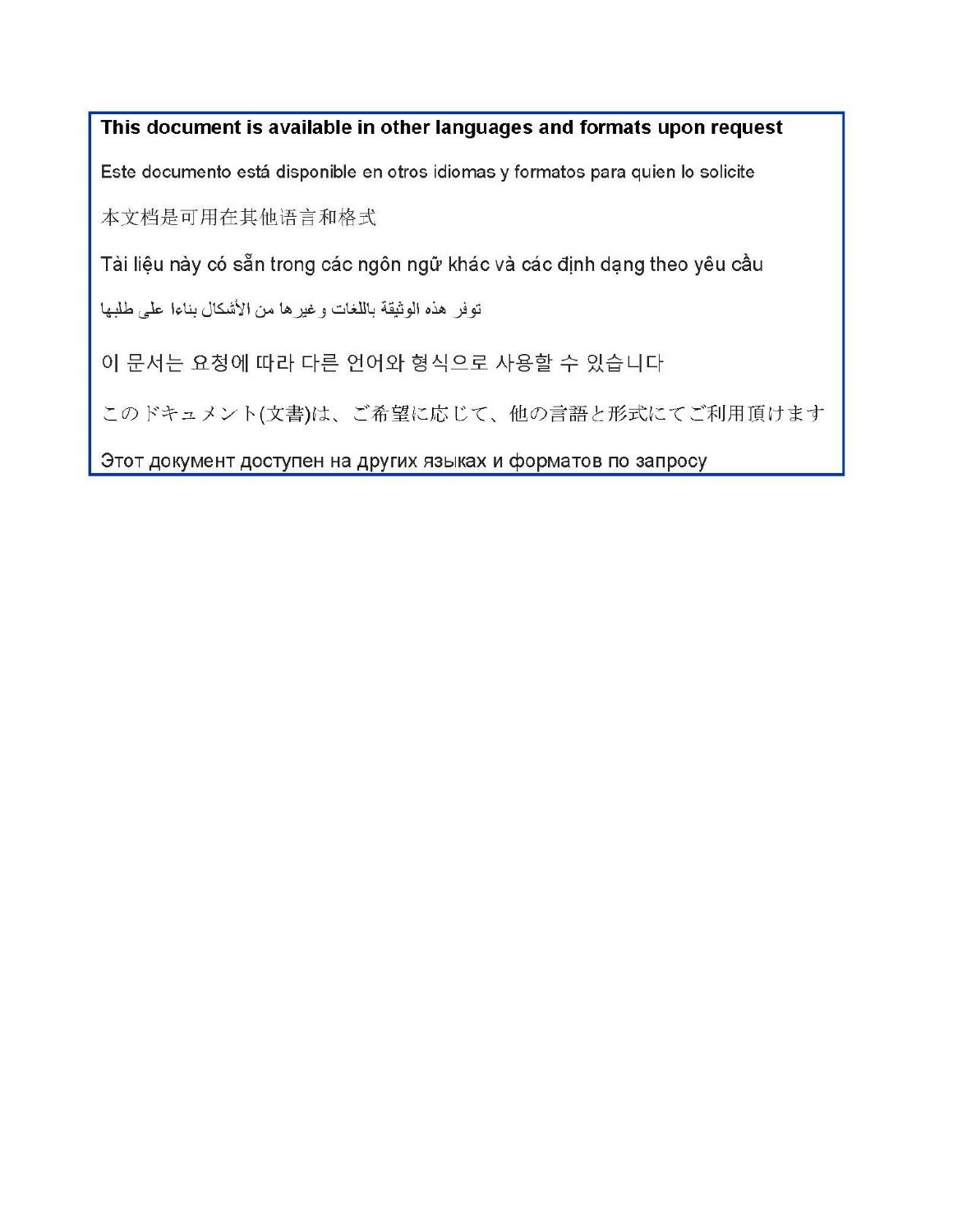**This document is available in other languages and formats upon request**

Este documento está disponible en otros idiomas y formatos para quien lo solicite

本文档是可用在其他语言和格式

Tài liệu này có sẵn trong các ngôn ngữ khác và các định dạng theo yêu cầu

توفر هذه الوثيقة باللغات و غيرها من الأشكال بناءا على طلبها

이 문서는 요청에 따라 다른 언어와 형식으로 사용할 수 있습니다

このドキュメント(文書)は、ご希望に応じて、他の言語と形式にてご利用頂けます

Этот документ доступен на других языках и форматов по запросу